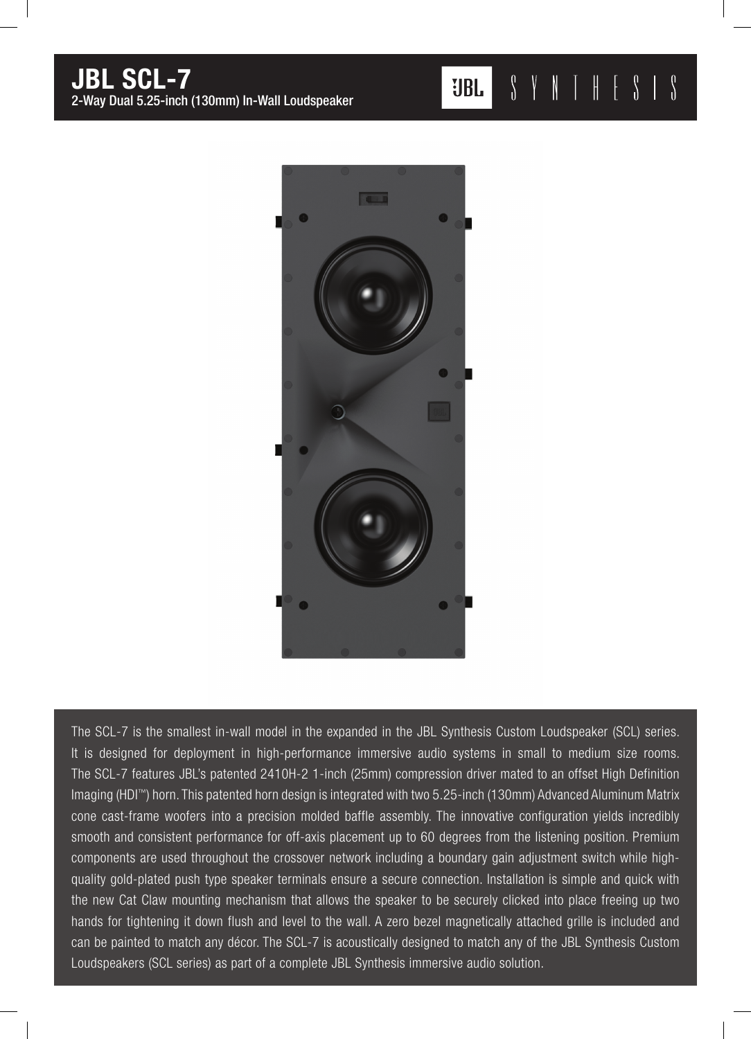# JBL SCL-7

**2-Way Dual 5.25-inch (130mm) In-Wall Loudspeaker**

JBL SYNTHESIS

The SCL-7 is the smallest in-wall model in the expanded in the JBL Synthesis Custom Loudspeaker (SCL) series. It is designed for deployment in high-performance immersive audio systems in small to medium size rooms. The SCL-7 features JBL's patented 2410H-2 1-inch (25mm) compression driver mated to an offset High Definition Imaging (HDI™) horn. This patented horn design is integrated with two 5.25-inch (130mm) Advanced Aluminum Matrix cone cast-frame woofers into a precision molded baffle assembly. The innovative configuration yields incredibly smooth and consistent performance for off-axis placement up to 60 degrees from the listening position. Premium components are used throughout the crossover network including a boundary gain adjustment switch while high-quality gold-plated push type speaker terminals ensure a secure connection. Installation is simple and quick with the new Cat Claw mounting mechanism that allows the speaker to be securely clicked into place freeing up two hands for tightening it down flush and level to the wall. A zero bezel magnetically attached grille is included and can be painted to match any décor. The SCL-7 is acoustically designed to match any of the JBL Synthesis Custom Loudspeakers (SCL series) as part of a complete JBL Synthesis immersive audio solution.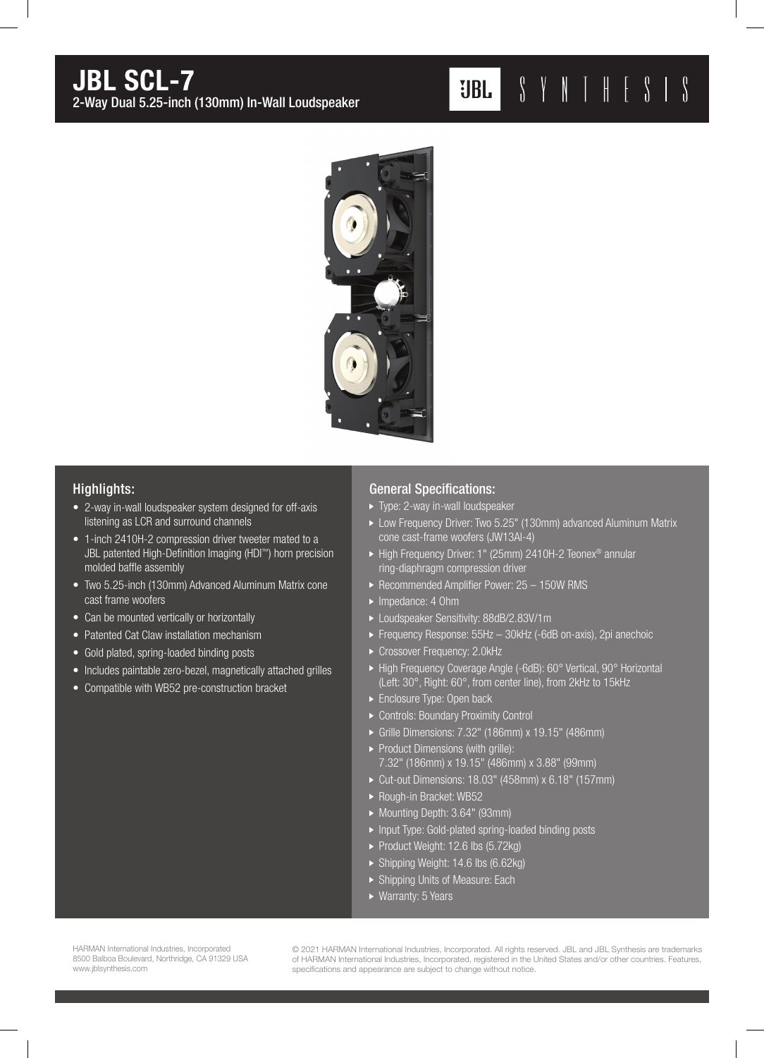# JBL SCL-7

2-Way Dual 5.25-inch (130mm) In-Wall Loudspeaker

JBL SYNTHESIS

## Highlights:

- 2-way in-wall loudspeaker system designed for off-axis listening as LCR and surround channels
- 1-inch 2410H-2 compression driver tweeter mated to a JBL patented High-Definition Imaging (HDI™) horn precision molded baffle assembly
- Two 5.25-inch (130mm) Advanced Aluminum Matrix cone cast frame woofers
- Can be mounted vertically or horizontally
- Patented Cat Claw installation mechanism
- Gold plated, spring-loaded binding posts
- Includes paintable zero-bezel, magnetically attached grilles
- Compatible with WB52 pre-construction bracket

## General Specifications:

- Type: 2-way in-wall loudspeaker
- Low Frequency Driver: Two 5.25" (130mm) advanced Aluminum Matrix cone cast-frame woofers (JW13Al-4)
- High Frequency Driver: 1" (25mm) 2410H-2 Teonex® annular ring-diaphragm compression driver
- Recommended Amplifier Power: 25 – 150W RMS
- Impedance: 4 Ohm
- Loudspeaker Sensitivity: 88dB/2.83V/1m
- Frequency Response: 55Hz – 30kHz (-6dB on-axis), 2pi anechoic
- Crossover Frequency: 2.0kHz
- High Frequency Coverage Angle (-6dB): 60° Vertical, 90° Horizontal (Left: 30°, Right: 60°, from center line), from 2kHz to 15kHz
- Enclosure Type: Open back
- Controls: Boundary Proximity Control
- Grille Dimensions: 7.32" (186mm) x 19.15" (486mm)
- Product Dimensions (with grille): 7.32" (186mm) x 19.15" (486mm) x 3.88" (99mm)
- Cut-out Dimensions: 18.03" (458mm) x 6.18" (157mm)
- Rough-in Bracket: WB52
- Mounting Depth: 3.64" (93mm)
- Input Type: Gold-plated spring-loaded binding posts
- Product Weight: 12.6 lbs (5.72kg)
- Shipping Weight: 14.6 lbs (6.62kg)
- Shipping Units of Measure: Each
- Warranty: 5 Years

HARMAN International Industries, Incorporated
8500 Balboa Boulevard, Northridge, CA 91329 USA
www.jblsynthesis.com

© 2021 HARMAN International Industries, Incorporated. All rights reserved. JBL and JBL Synthesis are trademarks of HARMAN International Industries, Incorporated, registered in the United States and/or other countries. Features, specifications and appearance are subject to change without notice.